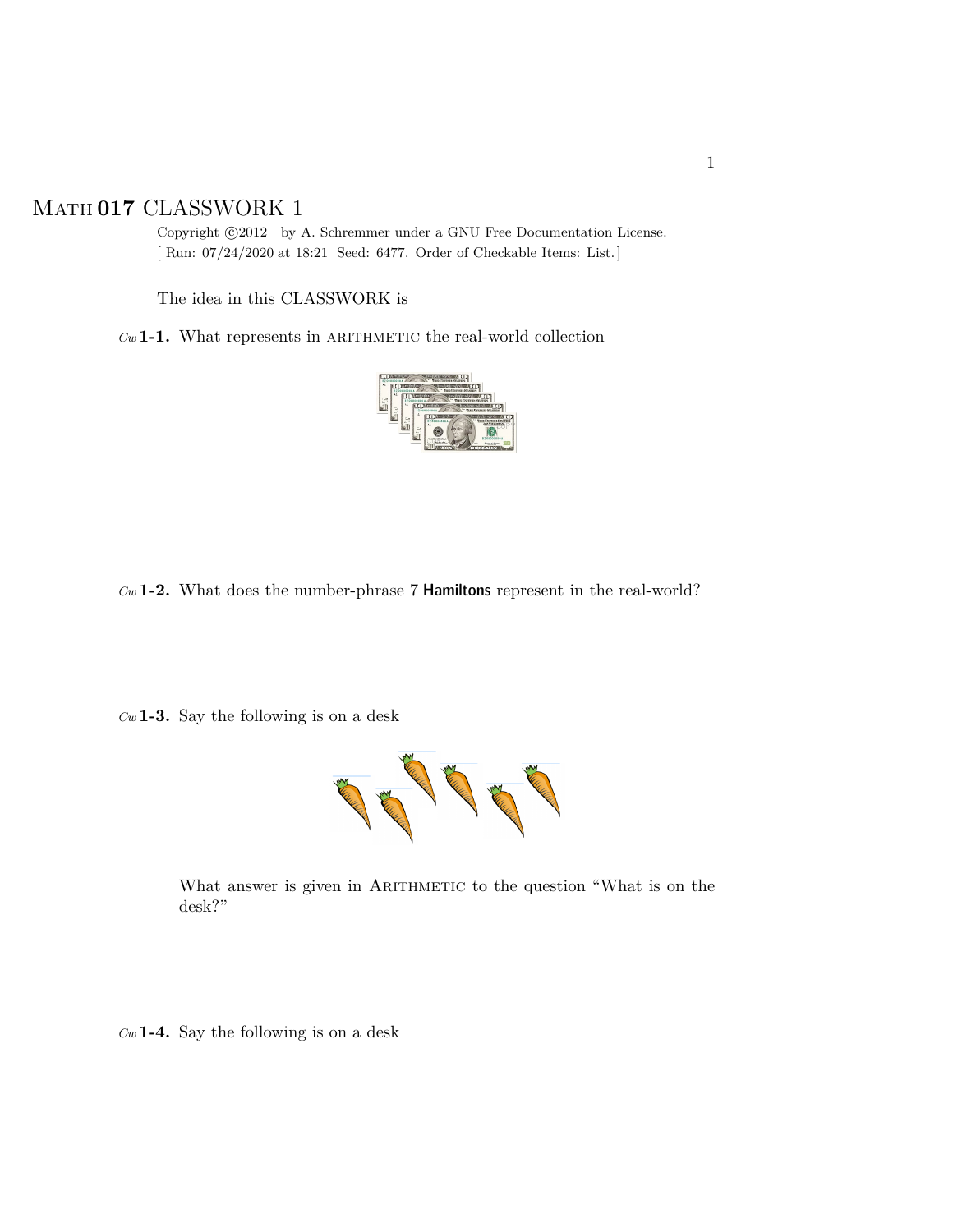# MATH 017 CLASSWORK 1

Copyright ©2012 by A. Schremmer under a GNU Free Documentation License.
[ Run: 07/24/2020 at 18:21 Seed: 6477. Order of Checkable Items: List.]

---

The idea in this CLASSWORK is

*Cw* **1-1.** What represents in ARITHMETIC the real-world collection

*Cw* **1-2.** What does the number-phrase 7 **Hamiltons** represent in the real-world?

*Cw* **1-3.** Say the following is on a desk

What answer is given in ARITHMETIC to the question "What is on the desk?"

*Cw* **1-4.** Say the following is on a desk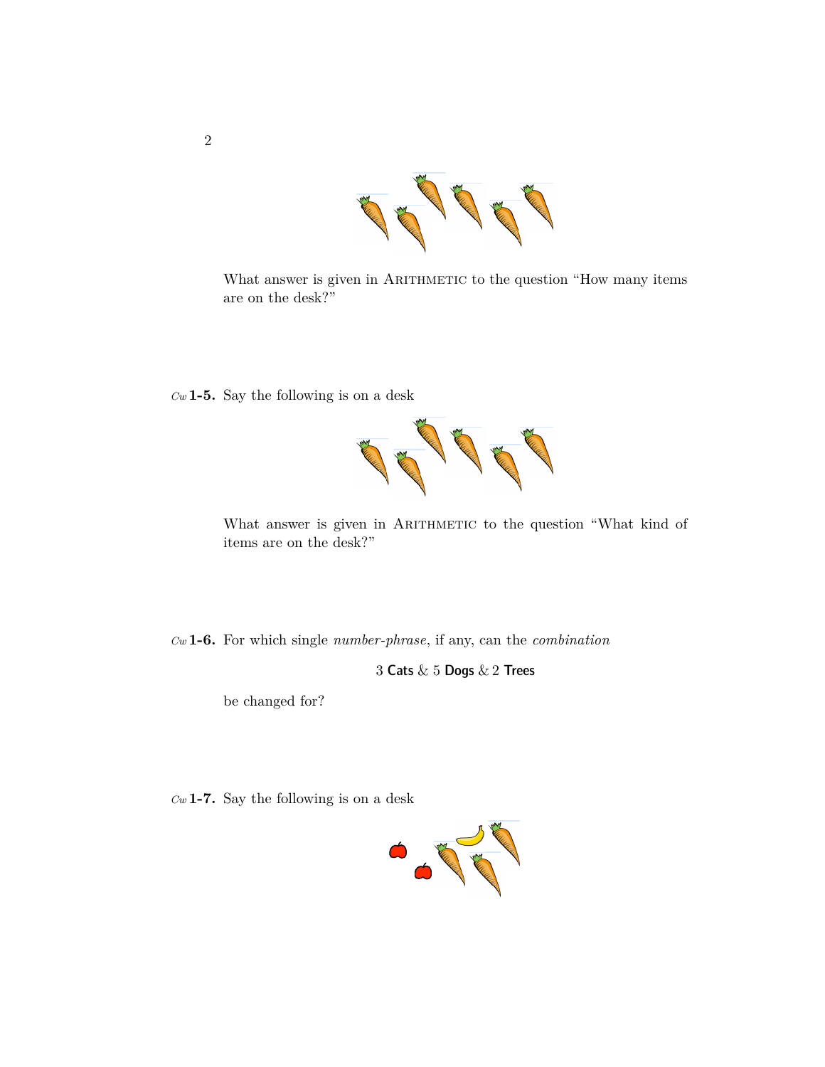What answer is given in ARITHMETIC to the question "How many items are on the desk?"

*Cw* **1-5.** Say the following is on a desk

What answer is given in ARITHMETIC to the question "What kind of items are on the desk?"

*Cw* **1-6.** For which single *number-phrase*, if any, can the *combination*

3 **Cats** & 5 **Dogs** & 2 **Trees**

be changed for?

*Cw* **1-7.** Say the following is on a desk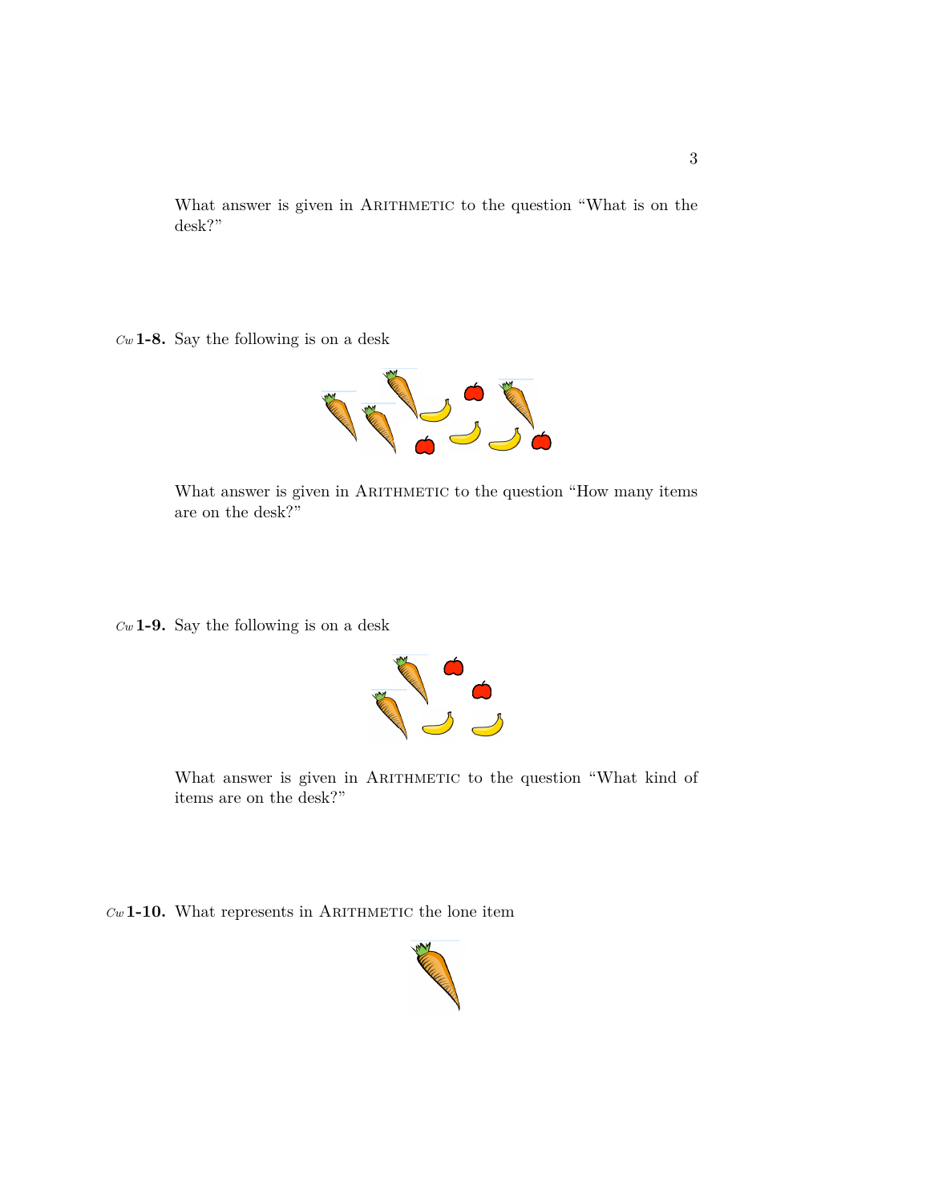What answer is given in ARITHMETIC to the question "What is on the desk?"

*Cw* **1-8.** Say the following is on a desk

What answer is given in ARITHMETIC to the question "How many items are on the desk?"

*Cw* **1-9.** Say the following is on a desk

What answer is given in ARITHMETIC to the question "What kind of items are on the desk?"

*Cw* **1-10.** What represents in ARITHMETIC the lone item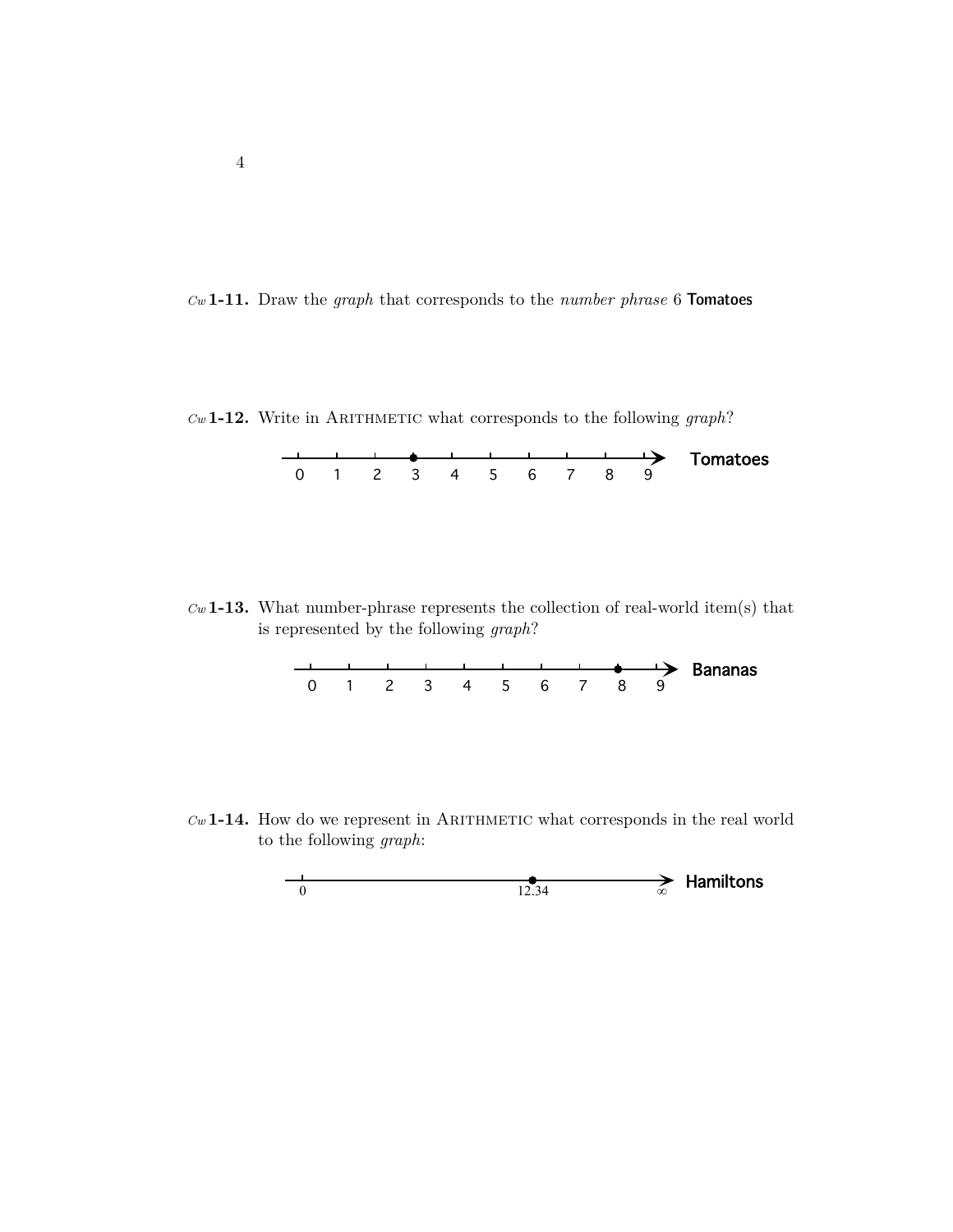*Cw* **1-11.** Draw the *graph* that corresponds to the *number phrase* 6 **Tomatoes**

*Cw* **1-12.** Write in ARITHMETIC what corresponds to the following *graph*?

0 1 2 3 4 5 6 7 8 9 **Tomatoes**

*Cw* **1-13.** What number-phrase represents the collection of real-world item(s) that is represented by the following *graph*?

0 1 2 3 4 5 6 7 8 9 **Bananas**

*Cw* **1-14.** How do we represent in ARITHMETIC what corresponds in the real world to the following *graph*:

0 12.34 $\infty$ **Hamiltons**